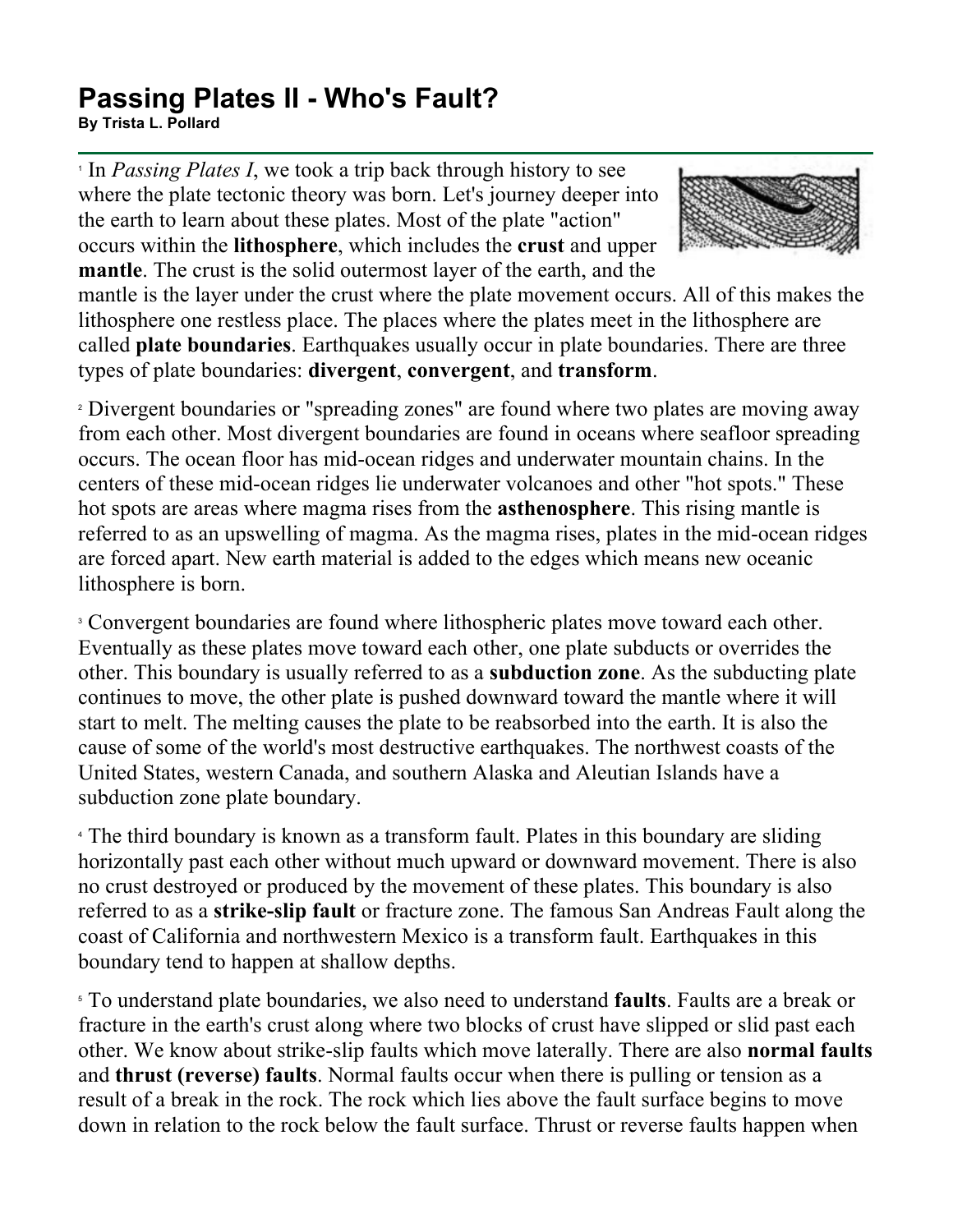# Passing Plates II - Who's Fault?

**By Trista L. Pollard**

[1] In *Passing Plates I*, we took a trip back through history to see where the plate tectonic theory was born. Let's journey deeper into the earth to learn about these plates. Most of the plate "action" occurs within the **lithosphere**, which includes the **crust** and upper **mantle**. The crust is the solid outermost layer of the earth, and the mantle is the layer under the crust where the plate movement occurs. All of this makes the lithosphere one restless place. The places where the plates meet in the lithosphere are called **plate boundaries**. Earthquakes usually occur in plate boundaries. There are three types of plate boundaries: **divergent**, **convergent**, and **transform**.

[2] Divergent boundaries or "spreading zones" are found where two plates are moving away from each other. Most divergent boundaries are found in oceans where seafloor spreading occurs. The ocean floor has mid-ocean ridges and underwater mountain chains. In the centers of these mid-ocean ridges lie underwater volcanoes and other "hot spots." These hot spots are areas where magma rises from the **asthenosphere**. This rising mantle is referred to as an upswelling of magma. As the magma rises, plates in the mid-ocean ridges are forced apart. New earth material is added to the edges which means new oceanic lithosphere is born.

[3] Convergent boundaries are found where lithospheric plates move toward each other. Eventually as these plates move toward each other, one plate subducts or overrides the other. This boundary is usually referred to as a **subduction zone**. As the subducting plate continues to move, the other plate is pushed downward toward the mantle where it will start to melt. The melting causes the plate to be reabsorbed into the earth. It is also the cause of some of the world's most destructive earthquakes. The northwest coasts of the United States, western Canada, and southern Alaska and Aleutian Islands have a subduction zone plate boundary.

[4] The third boundary is known as a transform fault. Plates in this boundary are sliding horizontally past each other without much upward or downward movement. There is also no crust destroyed or produced by the movement of these plates. This boundary is also referred to as a **strike-slip fault** or fracture zone. The famous San Andreas Fault along the coast of California and northwestern Mexico is a transform fault. Earthquakes in this boundary tend to happen at shallow depths.

[5] To understand plate boundaries, we also need to understand **faults**. Faults are a break or fracture in the earth's crust along where two blocks of crust have slipped or slid past each other. We know about strike-slip faults which move laterally. There are also **normal faults** and **thrust (reverse) faults**. Normal faults occur when there is pulling or tension as a result of a break in the rock. The rock which lies above the fault surface begins to move down in relation to the rock below the fault surface. Thrust or reverse faults happen when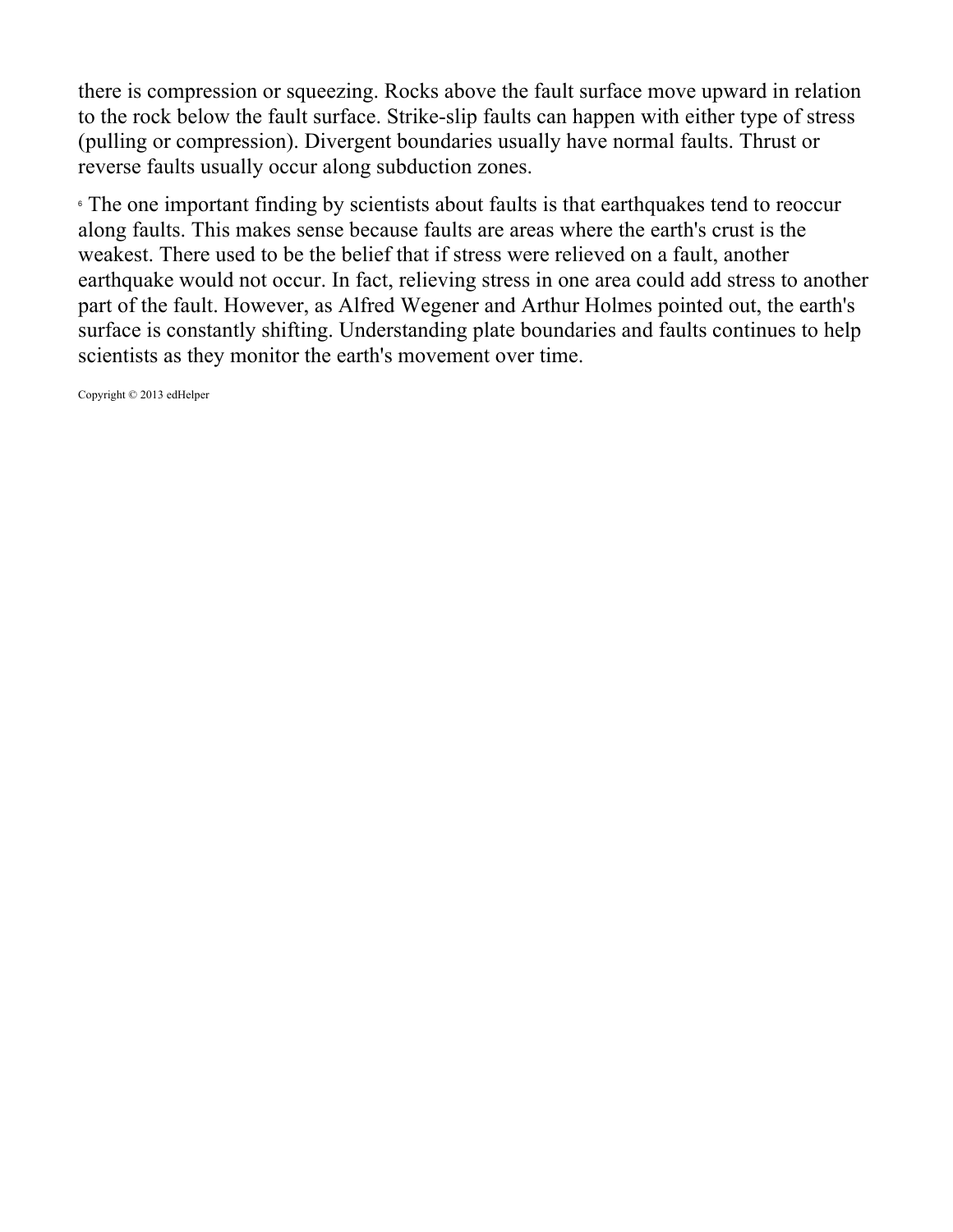there is compression or squeezing. Rocks above the fault surface move upward in relation to the rock below the fault surface. Strike-slip faults can happen with either type of stress (pulling or compression). Divergent boundaries usually have normal faults. Thrust or reverse faults usually occur along subduction zones.

[6] The one important finding by scientists about faults is that earthquakes tend to reoccur along faults. This makes sense because faults are areas where the earth's crust is the weakest. There used to be the belief that if stress were relieved on a fault, another earthquake would not occur. In fact, relieving stress in one area could add stress to another part of the fault. However, as Alfred Wegener and Arthur Holmes pointed out, the earth's surface is constantly shifting. Understanding plate boundaries and faults continues to help scientists as they monitor the earth's movement over time.

Copyright © 2013 edHelper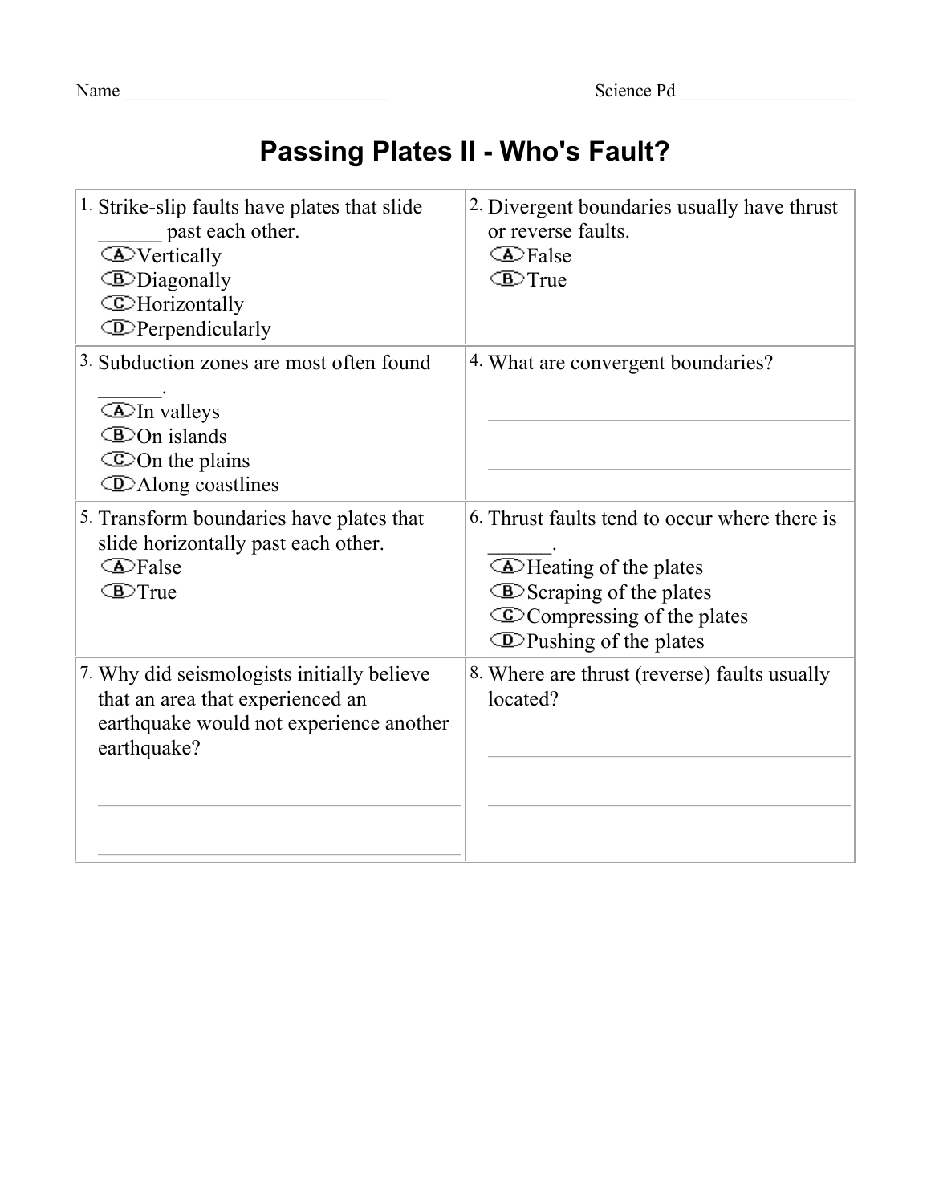Name ______________________________ Science Pd ___________________

# Passing Plates II - Who's Fault?

1. Strike-slip faults have plates that slide ______ past each other.
   - (A) Vertically
   - (B) Diagonally
   - (C) Horizontally
   - (D) Perpendicularly

2. Divergent boundaries usually have thrust or reverse faults.
   - (A) False
   - (B) True

3. Subduction zones are most often found ______.
   - (A) In valleys
   - (B) On islands
   - (C) On the plains
   - (D) Along coastlines

4. What are convergent boundaries?

   ______________________________________

   ______________________________________

5. Transform boundaries have plates that slide horizontally past each other.
   - (A) False
   - (B) True

6. Thrust faults tend to occur where there is ______.
   - (A) Heating of the plates
   - (B) Scraping of the plates
   - (C) Compressing of the plates
   - (D) Pushing of the plates

7. Why did seismologists initially believe that an area that experienced an earthquake would not experience another earthquake?

   ______________________________________

   ______________________________________

8. Where are thrust (reverse) faults usually located?

   ______________________________________

   ______________________________________